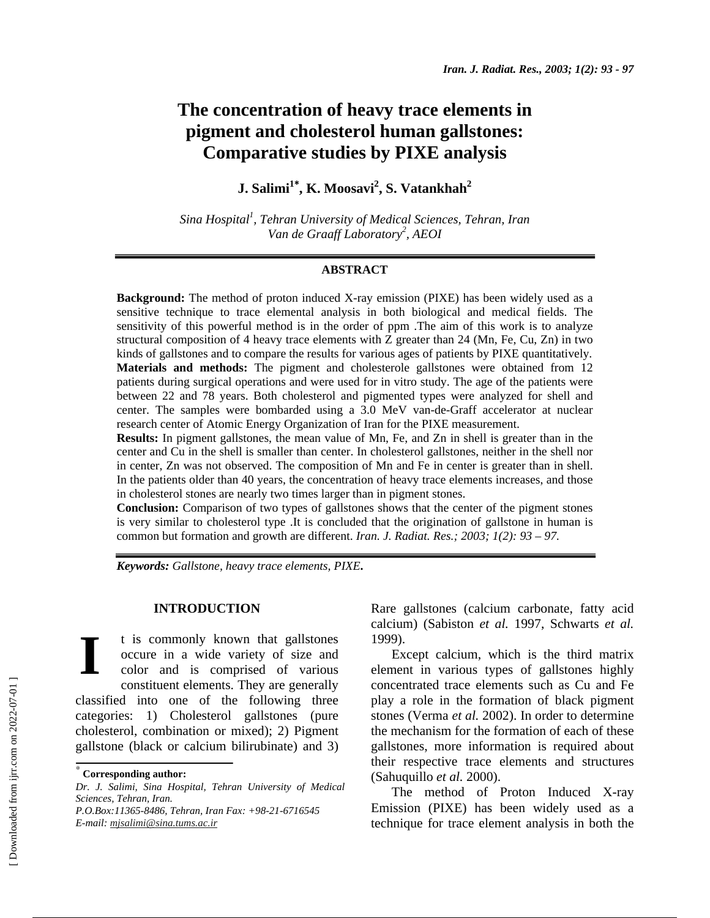# The concentration of heavy trace elements in pigment and cholesterol human gallstones: Comparative studies by PIXE analysis

**J. Salimi[1*], K. Moosavi[2], S. Vatankhah[2]**

*Sina Hospital[1], Tehran University of Medical Sciences, Tehran, Iran*
*Van de Graaff Laboratory[2], AEOI*

## ABSTRACT

**Background:** The method of proton induced X-ray emission (PIXE) has been widely used as a sensitive technique to trace elemental analysis in both biological and medical fields. The sensitivity of this powerful method is in the order of ppm .The aim of this work is to analyze structural composition of 4 heavy trace elements with Z greater than 24 (Mn, Fe, Cu, Zn) in two kinds of gallstones and to compare the results for various ages of patients by PIXE quantitatively.
**Materials and methods:** The pigment and cholesterole gallstones were obtained from 12 patients during surgical operations and were used for in vitro study. The age of the patients were between 22 and 78 years. Both cholesterol and pigmented types were analyzed for shell and center. The samples were bombarded using a 3.0 MeV van-de-Graff accelerator at nuclear research center of Atomic Energy Organization of Iran for the PIXE measurement.
**Results:** In pigment gallstones, the mean value of Mn, Fe, and Zn in shell is greater than in the center and Cu in the shell is smaller than center. In cholesterol gallstones, neither in the shell nor in center, Zn was not observed. The composition of Mn and Fe in center is greater than in shell. In the patients older than 40 years, the concentration of heavy trace elements increases, and those in cholesterol stones are nearly two times larger than in pigment stones.
**Conclusion:** Comparison of two types of gallstones shows that the center of the pigment stones is very similar to cholesterol type .It is concluded that the origination of gallstone in human is common but formation and growth are different. *Iran. J. Radiat. Res.; 2003; 1(2): 93 – 97.*

***Keywords:*** *Gallstone, heavy trace elements, PIXE.*

## INTRODUCTION

It is commonly known that gallstones occure in a wide variety of size and color and is comprised of various constituent elements. They are generally classified into one of the following three categories: 1) Cholesterol gallstones (pure cholesterol, combination or mixed); 2) Pigment gallstone (black or calcium bilirubinate) and 3) Rare gallstones (calcium carbonate, fatty acid calcium) (Sabiston *et al.* 1997, Schwarts *et al.* 1999).

Except calcium, which is the third matrix element in various types of gallstones highly concentrated trace elements such as Cu and Fe play a role in the formation of black pigment stones (Verma *et al.* 2002). In order to determine the mechanism for the formation of each of these gallstones, more information is required about their respective trace elements and structures (Sahuquillo *et al.* 2000).

The method of Proton Induced X-ray Emission (PIXE) has been widely used as a technique for trace element analysis in both the

---

[*] **Corresponding author:**
*Dr. J. Salimi, Sina Hospital, Tehran University of Medical Sciences, Tehran, Iran.*
*P.O.Box:11365-8486, Tehran, Iran Fax: +98-21-6716545*
*E-mail: mjsalimi@sina.tums.ac.ir*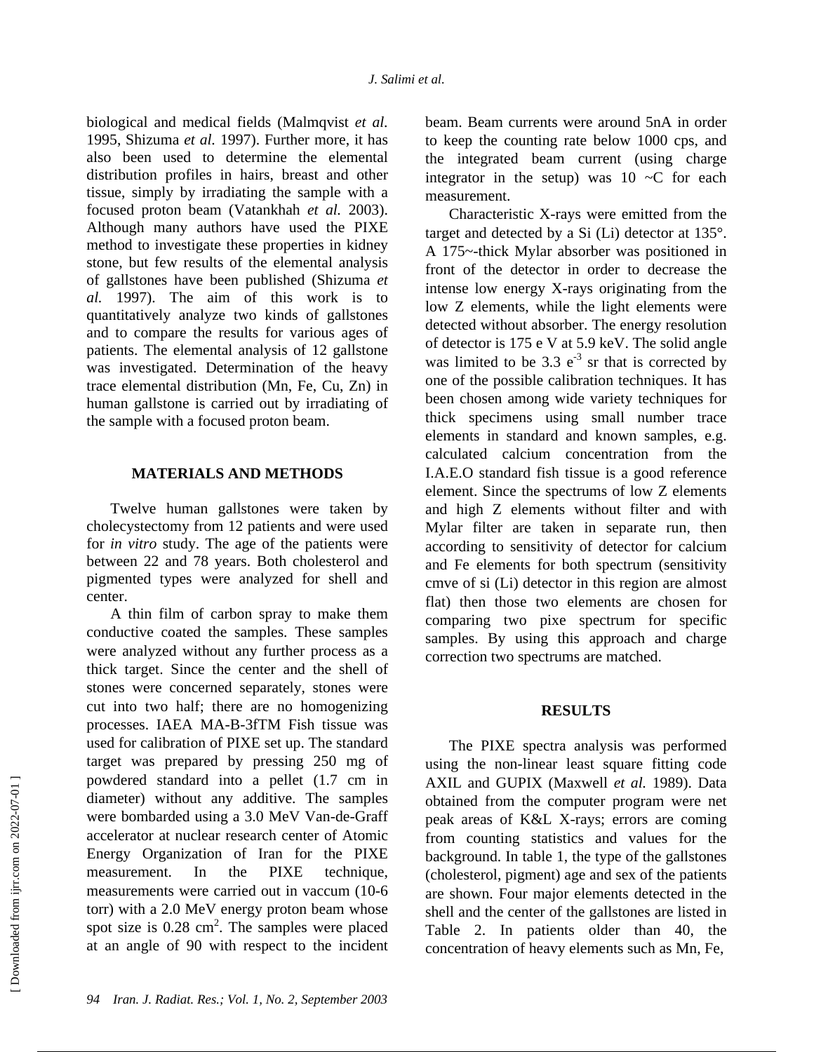biological and medical fields (Malmqvist *et al.* 1995, Shizuma *et al.* 1997). Further more, it has also been used to determine the elemental distribution profiles in hairs, breast and other tissue, simply by irradiating the sample with a focused proton beam (Vatankhah *et al.* 2003). Although many authors have used the PIXE method to investigate these properties in kidney stone, but few results of the elemental analysis of gallstones have been published (Shizuma *et al.* 1997). The aim of this work is to quantitatively analyze two kinds of gallstones and to compare the results for various ages of patients. The elemental analysis of 12 gallstone was investigated. Determination of the heavy trace elemental distribution (Mn, Fe, Cu, Zn) in human gallstone is carried out by irradiating of the sample with a focused proton beam.

## MATERIALS AND METHODS

Twelve human gallstones were taken by cholecystectomy from 12 patients and were used for *in vitro* study. The age of the patients were between 22 and 78 years. Both cholesterol and pigmented types were analyzed for shell and center.

A thin film of carbon spray to make them conductive coated the samples. These samples were analyzed without any further process as a thick target. Since the center and the shell of stones were concerned separately, stones were cut into two half; there are no homogenizing processes. IAEA MA-B-3fTM Fish tissue was used for calibration of PIXE set up. The standard target was prepared by pressing 250 mg of powdered standard into a pellet (1.7 cm in diameter) without any additive. The samples were bombarded using a 3.0 MeV Van-de-Graff accelerator at nuclear research center of Atomic Energy Organization of Iran for the PIXE measurement. In the PIXE technique, measurements were carried out in vaccum (10-6 torr) with a 2.0 MeV energy proton beam whose spot size is 0.28 $cm^2$. The samples were placed at an angle of 90 with respect to the incident beam. Beam currents were around 5nA in order to keep the counting rate below 1000 cps, and the integrated beam current (using charge integrator in the setup) was 10 ~C for each measurement.

Characteristic X-rays were emitted from the target and detected by a Si (Li) detector at 135°. A 175~-thick Mylar absorber was positioned in front of the detector in order to decrease the intense low energy X-rays originating from the low Z elements, while the light elements were detected without absorber. The energy resolution of detector is 175 e V at 5.9 keV. The solid angle was limited to be 3.3 $e^{-3}$ sr that is corrected by one of the possible calibration techniques. It has been chosen among wide variety techniques for thick specimens using small number trace elements in standard and known samples, e.g. calculated calcium concentration from the I.A.E.O standard fish tissue is a good reference element. Since the spectrums of low Z elements and high Z elements without filter and with Mylar filter are taken in separate run, then according to sensitivity of detector for calcium and Fe elements for both spectrum (sensitivity cmve of si (Li) detector in this region are almost flat) then those two elements are chosen for comparing two pixe spectrum for specific samples. By using this approach and charge correction two spectrums are matched.

## RESULTS

The PIXE spectra analysis was performed using the non-linear least square fitting code AXIL and GUPIX (Maxwell *et al.* 1989). Data obtained from the computer program were net peak areas of K&L X-rays; errors are coming from counting statistics and values for the background. In table 1, the type of the gallstones (cholesterol, pigment) age and sex of the patients are shown. Four major elements detected in the shell and the center of the gallstones are listed in Table 2. In patients older than 40, the concentration of heavy elements such as Mn, Fe,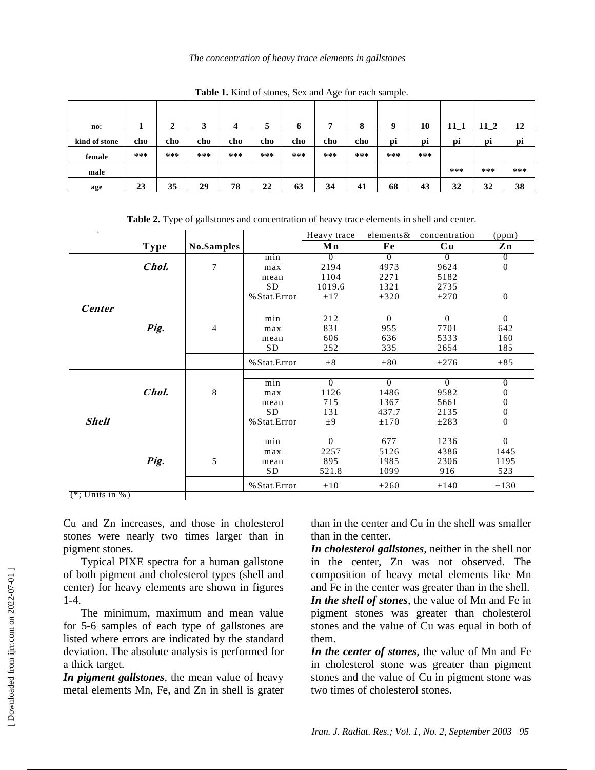**Table 1.** Kind of stones, Sex and Age for each sample.

| no: | 1 | 2 | 3 | 4 | 5 | 6 | 7 | 8 | 9 | 10 | 11_1 | 11_2 | 12 |
|---|---|---|---|---|---|---|---|---|---|---|---|---|---|
| kind of stone | cho | cho | cho | cho | cho | cho | cho | cho | pi | pi | pi | pi | pi |
| female | *** | *** | *** | *** | *** | *** | *** | *** | *** | *** | | | |
| male | | | | | | | | | | | *** | *** | *** |
| age | 23 | 35 | 29 | 78 | 22 | 63 | 34 | 41 | 68 | 43 | 32 | 32 | 38 |

**Table 2.** Type of gallstones and concentration of heavy trace elements in shell and center.

| | Type | No.Samples | | Mn | Fe | Cu | Zn |
|---|---|---|---|---|---|---|---|
| | | | | Heavy trace elements& concentration (ppm) | | | |
| Center | Chol. | 7 | min | 0 | 0 | 0 | 0 |
| | | | max | 2194 | 4973 | 9624 | 0 |
| | | | mean | 1104 | 2271 | 5182 | |
| | | | SD | 1019.6 | 1321 | 2735 | |
| | | | %Stat.Error | ±17 | ±320 | ±270 | 0 |
| | Pig. | 4 | min | 212 | 0 | 0 | 0 |
| | | | max | 831 | 955 | 7701 | 642 |
| | | | mean | 606 | 636 | 5333 | 160 |
| | | | SD | 252 | 335 | 2654 | 185 |
| | | | %Stat.Error | ±8 | ±80 | ±276 | ±85 |
| Shell | Chol. | 8 | min | 0 | 0 | 0 | 0 |
| | | | max | 1126 | 1486 | 9582 | 0 |
| | | | mean | 715 | 1367 | 5661 | 0 |
| | | | SD | 131 | 437.7 | 2135 | 0 |
| | | | %Stat.Error | ±9 | ±170 | ±283 | 0 |
| | Pig. | 5 | min | 0 | 677 | 1236 | 0 |
| | | | max | 2257 | 5126 | 4386 | 1445 |
| | | | mean | 895 | 1985 | 2306 | 1195 |
| | | | SD | 521.8 | 1099 | 916 | 523 |
| | | | %Stat.Error | ±10 | ±260 | ±140 | ±130 |

(*; Units in %)

Cu and Zn increases, and those in cholesterol stones were nearly two times larger than in pigment stones.

Typical PIXE spectra for a human gallstone of both pigment and cholesterol types (shell and center) for heavy elements are shown in figures 1-4.

The minimum, maximum and mean value for 5-6 samples of each type of gallstones are listed where errors are indicated by the standard deviation. The absolute analysis is performed for a thick target.

***In pigment gallstones***, the mean value of heavy metal elements Mn, Fe, and Zn in shell is grater than in the center and Cu in the shell was smaller than in the center.

***In cholesterol gallstones***, neither in the shell nor in the center, Zn was not observed. The composition of heavy metal elements like Mn and Fe in the center was greater than in the shell.

***In the shell of stones***, the value of Mn and Fe in pigment stones was greater than cholesterol stones and the value of Cu was equal in both of them.

***In the center of stones***, the value of Mn and Fe in cholesterol stone was greater than pigment stones and the value of Cu in pigment stone was two times of cholesterol stones.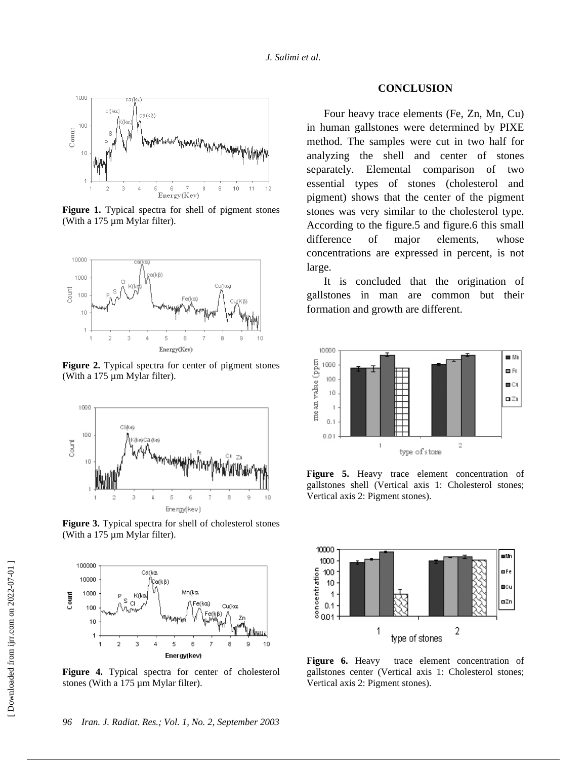Figure 1. Typical spectra for shell of pigment stones (With a 175 µm Mylar filter).

Figure 2. Typical spectra for center of pigment stones (With a 175 µm Mylar filter).

Figure 3. Typical spectra for shell of cholesterol stones (With a 175 µm Mylar filter).

Figure 4. Typical spectra for center of cholesterol stones (With a 175 µm Mylar filter).

## CONCLUSION

Four heavy trace elements (Fe, Zn, Mn, Cu) in human gallstones were determined by PIXE method. The samples were cut in two half for analyzing the shell and center of stones separately. Elemental comparison of two essential types of stones (cholesterol and pigment) shows that the center of the pigment stones was very similar to the cholesterol type. According to the figure.5 and figure.6 this small difference of major elements, whose concentrations are expressed in percent, is not large.

It is concluded that the origination of gallstones in man are common but their formation and growth are different.

Figure 5. Heavy trace element concentration of gallstones shell (Vertical axis 1: Cholesterol stones; Vertical axis 2: Pigment stones).

Figure 6. Heavy trace element concentration of gallstones center (Vertical axis 1: Cholesterol stones; Vertical axis 2: Pigment stones).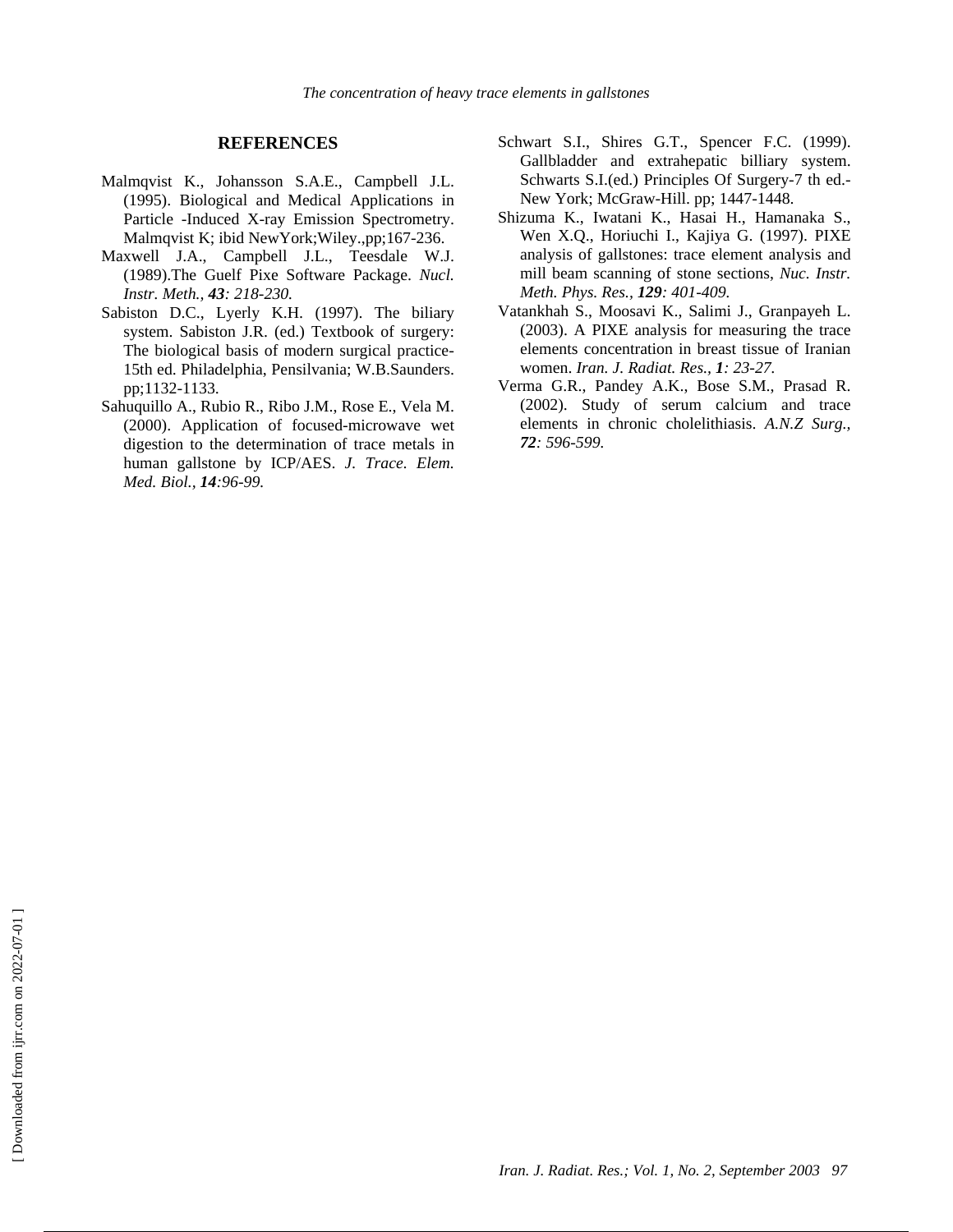## REFERENCES

Malmqvist K., Johansson S.A.E., Campbell J.L. (1995). Biological and Medical Applications in Particle -Induced X-ray Emission Spectrometry. Malmqvist K; ibid NewYork;Wiley.,pp;167-236.

Maxwell J.A., Campbell J.L., Teesdale W.J. (1989).The Guelf Pixe Software Package. *Nucl. Instr. Meth., **43**: 218-230.*

Sabiston D.C., Lyerly K.H. (1997). The biliary system. Sabiston J.R. (ed.) Textbook of surgery: The biological basis of modern surgical practice-15th ed. Philadelphia, Pensilvania; W.B.Saunders. pp;1132-1133.

Sahuquillo A., Rubio R., Ribo J.M., Rose E., Vela M. (2000). Application of focused-microwave wet digestion to the determination of trace metals in human gallstone by ICP/AES. *J. Trace. Elem. Med. Biol., **14**:96-99.*

Schwart S.I., Shires G.T., Spencer F.C. (1999). Gallbladder and extrahepatic billiary system. Schwarts S.I.(ed.) Principles Of Surgery-7 th ed.- New York; McGraw-Hill. pp; 1447-1448.

Shizuma K., Iwatani K., Hasai H., Hamanaka S., Wen X.Q., Horiuchi I., Kajiya G. (1997). PIXE analysis of gallstones: trace element analysis and mill beam scanning of stone sections, *Nuc. Instr. Meth. Phys. Res., **129**: 401-409.*

Vatankhah S., Moosavi K., Salimi J., Granpayeh L. (2003). A PIXE analysis for measuring the trace elements concentration in breast tissue of Iranian women. *Iran. J. Radiat. Res., **1**: 23-27.*

Verma G.R., Pandey A.K., Bose S.M., Prasad R. (2002). Study of serum calcium and trace elements in chronic cholelithiasis. *A.N.Z Surg., **72**: 596-599.*